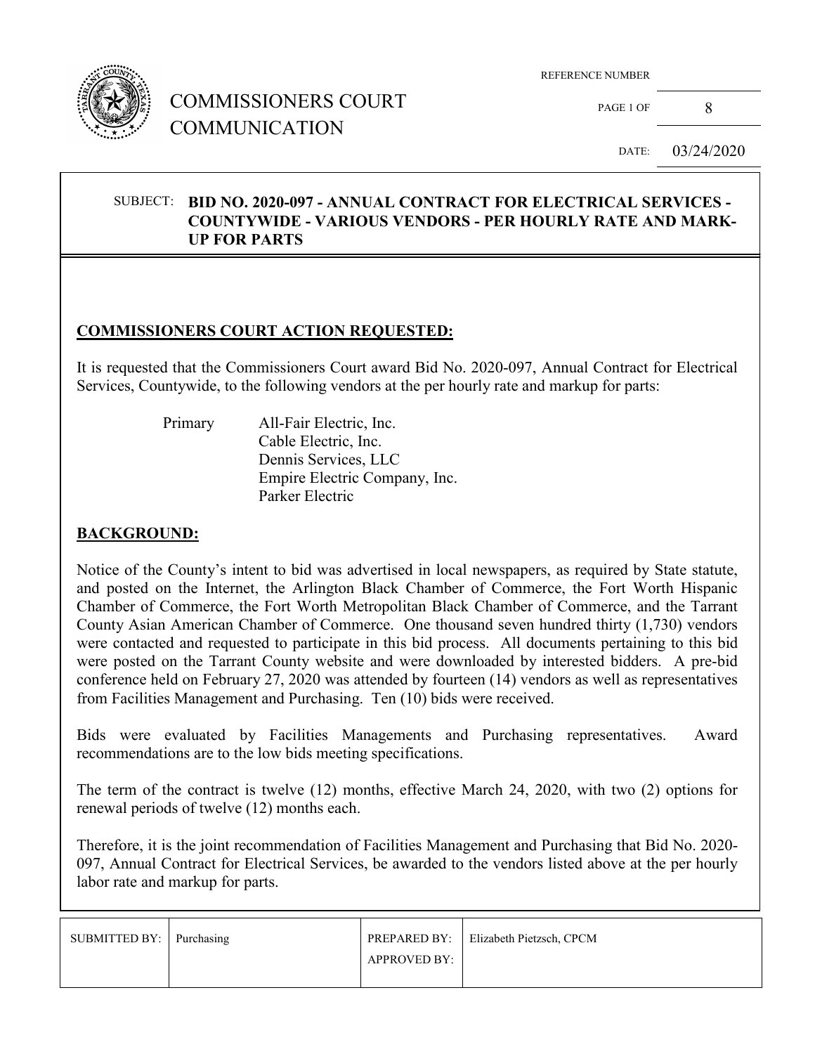# COMMISSIONERS COURT COMMUNICATION

REFERENCE NUMBER

PAGE 1 OF 8

DATE: 03/24/2020

SUBJECT: **BID NO. 2020-097 - ANNUAL CONTRACT FOR ELECTRICAL SERVICES - COUNTYWIDE - VARIOUS VENDORS - PER HOURLY RATE AND MARK-UP FOR PARTS**

## COMMISSIONERS COURT ACTION REQUESTED:

It is requested that the Commissioners Court award Bid No. 2020-097, Annual Contract for Electrical Services, Countywide, to the following vendors at the per hourly rate and markup for parts:

Primary
- All-Fair Electric, Inc.
- Cable Electric, Inc.
- Dennis Services, LLC
- Empire Electric Company, Inc.
- Parker Electric

## BACKGROUND:

Notice of the County's intent to bid was advertised in local newspapers, as required by State statute, and posted on the Internet, the Arlington Black Chamber of Commerce, the Fort Worth Hispanic Chamber of Commerce, the Fort Worth Metropolitan Black Chamber of Commerce, and the Tarrant County Asian American Chamber of Commerce. One thousand seven hundred thirty (1,730) vendors were contacted and requested to participate in this bid process. All documents pertaining to this bid were posted on the Tarrant County website and were downloaded by interested bidders. A pre-bid conference held on February 27, 2020 was attended by fourteen (14) vendors as well as representatives from Facilities Management and Purchasing. Ten (10) bids were received.

Bids were evaluated by Facilities Managements and Purchasing representatives. Award recommendations are to the low bids meeting specifications.

The term of the contract is twelve (12) months, effective March 24, 2020, with two (2) options for renewal periods of twelve (12) months each.

Therefore, it is the joint recommendation of Facilities Management and Purchasing that Bid No. 2020-097, Annual Contract for Electrical Services, be awarded to the vendors listed above at the per hourly labor rate and markup for parts.

| SUBMITTED BY: | Purchasing | PREPARED BY: | Elizabeth Pietzsch, CPCM |
|---|---|---|---|
| | | APPROVED BY: | |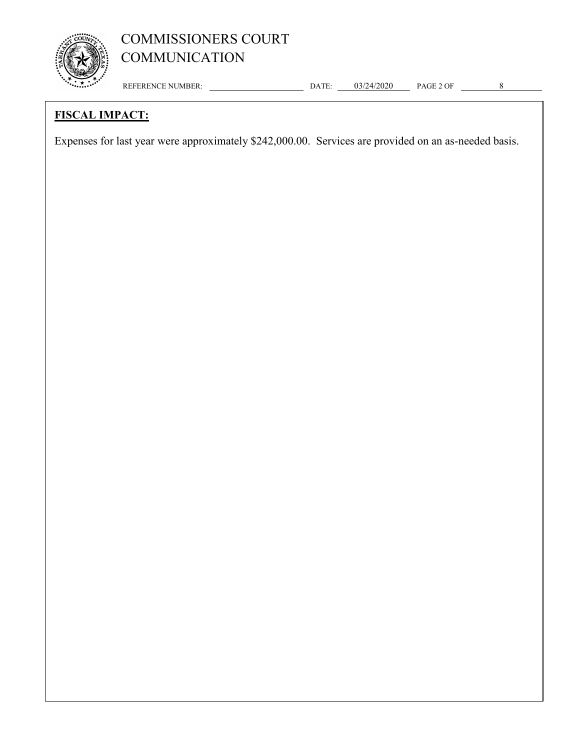**FISCAL IMPACT:**

Expenses for last year were approximately $242,000.00. Services are provided on an as-needed basis.